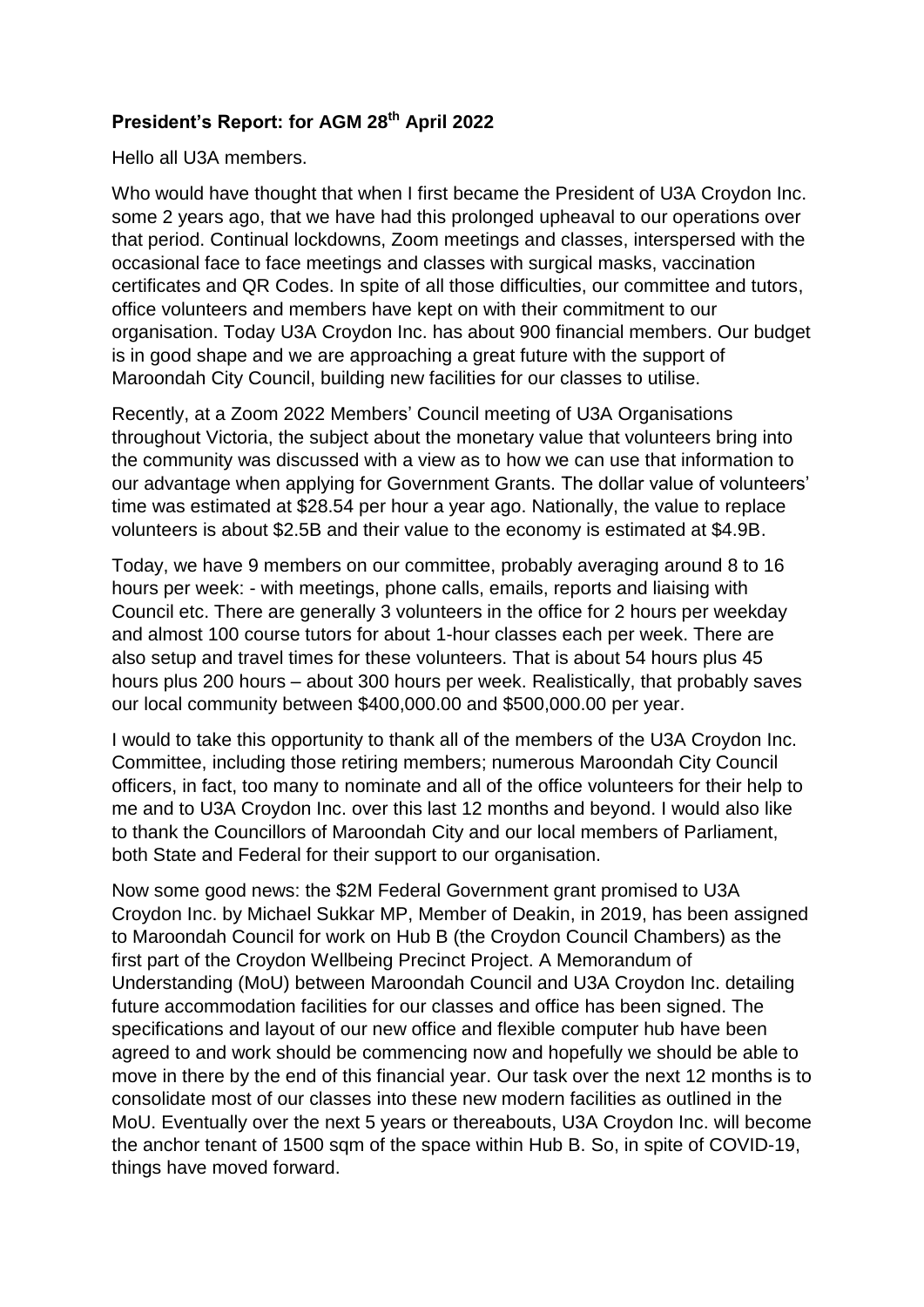**President's Report: for AGM 28th April 2022**

Hello all U3A members.

Who would have thought that when I first became the President of U3A Croydon Inc. some 2 years ago, that we have had this prolonged upheaval to our operations over that period. Continual lockdowns, Zoom meetings and classes, interspersed with the occasional face to face meetings and classes with surgical masks, vaccination certificates and QR Codes. In spite of all those difficulties, our committee and tutors, office volunteers and members have kept on with their commitment to our organisation. Today U3A Croydon Inc. has about 900 financial members. Our budget is in good shape and we are approaching a great future with the support of Maroondah City Council, building new facilities for our classes to utilise.

Recently, at a Zoom 2022 Members' Council meeting of U3A Organisations throughout Victoria, the subject about the monetary value that volunteers bring into the community was discussed with a view as to how we can use that information to our advantage when applying for Government Grants. The dollar value of volunteers' time was estimated at $28.54 per hour a year ago. Nationally, the value to replace volunteers is about $2.5B and their value to the economy is estimated at $4.9B.

Today, we have 9 members on our committee, probably averaging around 8 to 16 hours per week: - with meetings, phone calls, emails, reports and liaising with Council etc. There are generally 3 volunteers in the office for 2 hours per weekday and almost 100 course tutors for about 1-hour classes each per week. There are also setup and travel times for these volunteers. That is about 54 hours plus 45 hours plus 200 hours – about 300 hours per week. Realistically, that probably saves our local community between $400,000.00 and $500,000.00 per year.

I would to take this opportunity to thank all of the members of the U3A Croydon Inc. Committee, including those retiring members; numerous Maroondah City Council officers, in fact, too many to nominate and all of the office volunteers for their help to me and to U3A Croydon Inc. over this last 12 months and beyond. I would also like to thank the Councillors of Maroondah City and our local members of Parliament, both State and Federal for their support to our organisation.

Now some good news: the $2M Federal Government grant promised to U3A Croydon Inc. by Michael Sukkar MP, Member of Deakin, in 2019, has been assigned to Maroondah Council for work on Hub B (the Croydon Council Chambers) as the first part of the Croydon Wellbeing Precinct Project. A Memorandum of Understanding (MoU) between Maroondah Council and U3A Croydon Inc. detailing future accommodation facilities for our classes and office has been signed. The specifications and layout of our new office and flexible computer hub have been agreed to and work should be commencing now and hopefully we should be able to move in there by the end of this financial year. Our task over the next 12 months is to consolidate most of our classes into these new modern facilities as outlined in the MoU. Eventually over the next 5 years or thereabouts, U3A Croydon Inc. will become the anchor tenant of 1500 sqm of the space within Hub B. So, in spite of COVID-19, things have moved forward.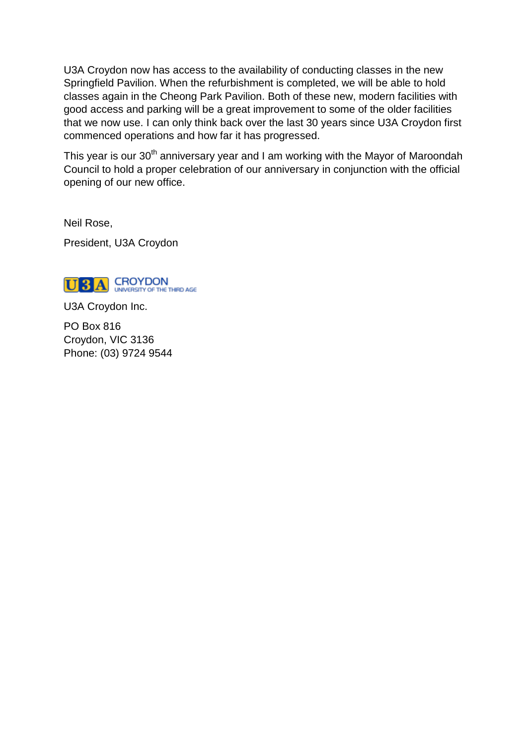U3A Croydon now has access to the availability of conducting classes in the new Springfield Pavilion. When the refurbishment is completed, we will be able to hold classes again in the Cheong Park Pavilion. Both of these new, modern facilities with good access and parking will be a great improvement to some of the older facilities that we now use. I can only think back over the last 30 years since U3A Croydon first commenced operations and how far it has progressed.

This year is our 30th anniversary year and I am working with the Mayor of Maroondah Council to hold a proper celebration of our anniversary in conjunction with the official opening of our new office.

Neil Rose,

President, U3A Croydon

U3A CROYDON
UNIVERSITY OF THE THIRD AGE

U3A Croydon Inc.

PO Box 816
Croydon, VIC 3136
Phone: (03) 9724 9544